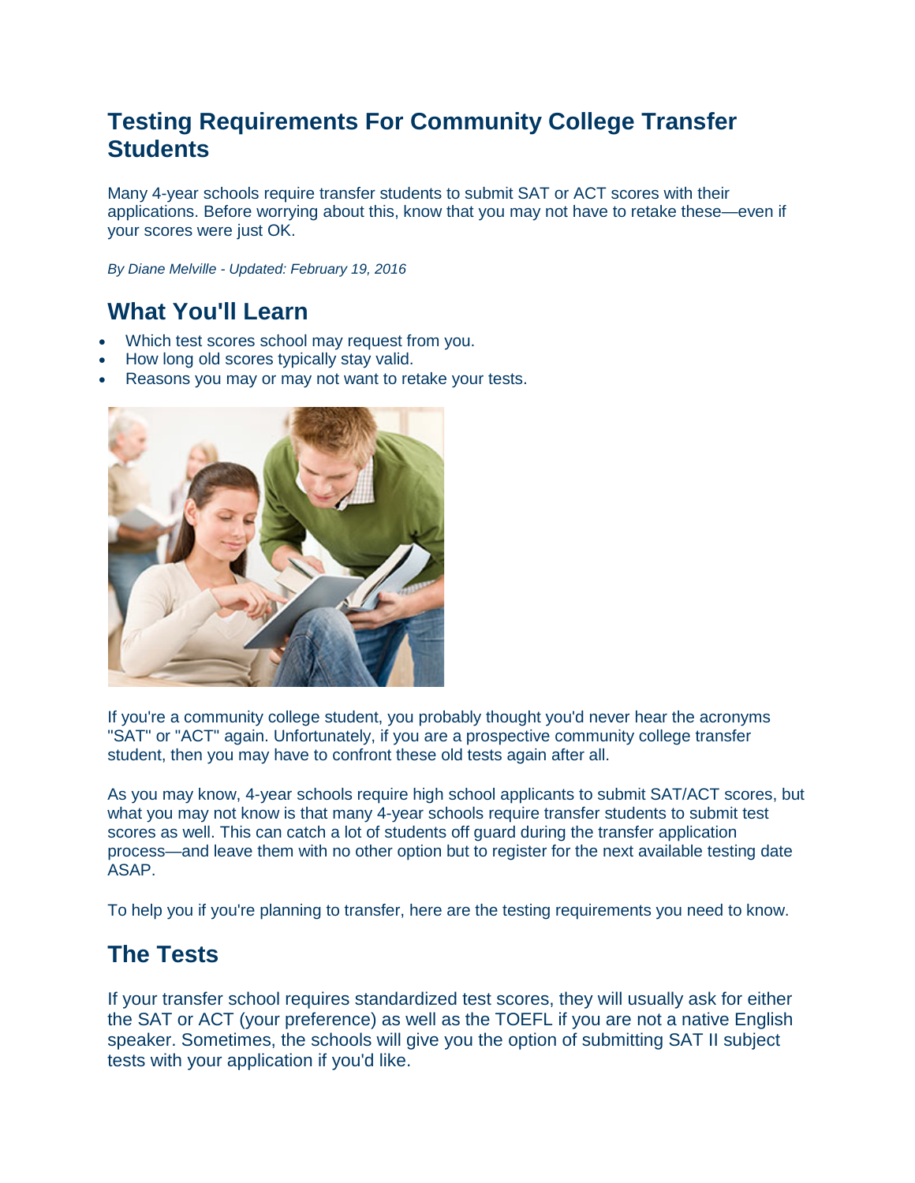# Testing Requirements For Community College Transfer Students

Many 4-year schools require transfer students to submit SAT or ACT scores with their applications. Before worrying about this, know that you may not have to retake these—even if your scores were just OK.

*By Diane Melville - Updated: February 19, 2016*

## What You'll Learn

- Which test scores school may request from you.
- How long old scores typically stay valid.
- Reasons you may or may not want to retake your tests.

If you're a community college student, you probably thought you'd never hear the acronyms "SAT" or "ACT" again. Unfortunately, if you are a prospective community college transfer student, then you may have to confront these old tests again after all.

As you may know, 4-year schools require high school applicants to submit SAT/ACT scores, but what you may not know is that many 4-year schools require transfer students to submit test scores as well. This can catch a lot of students off guard during the transfer application process—and leave them with no other option but to register for the next available testing date ASAP.

To help you if you're planning to transfer, here are the testing requirements you need to know.

## The Tests

If your transfer school requires standardized test scores, they will usually ask for either the SAT or ACT (your preference) as well as the TOEFL if you are not a native English speaker. Sometimes, the schools will give you the option of submitting SAT II subject tests with your application if you'd like.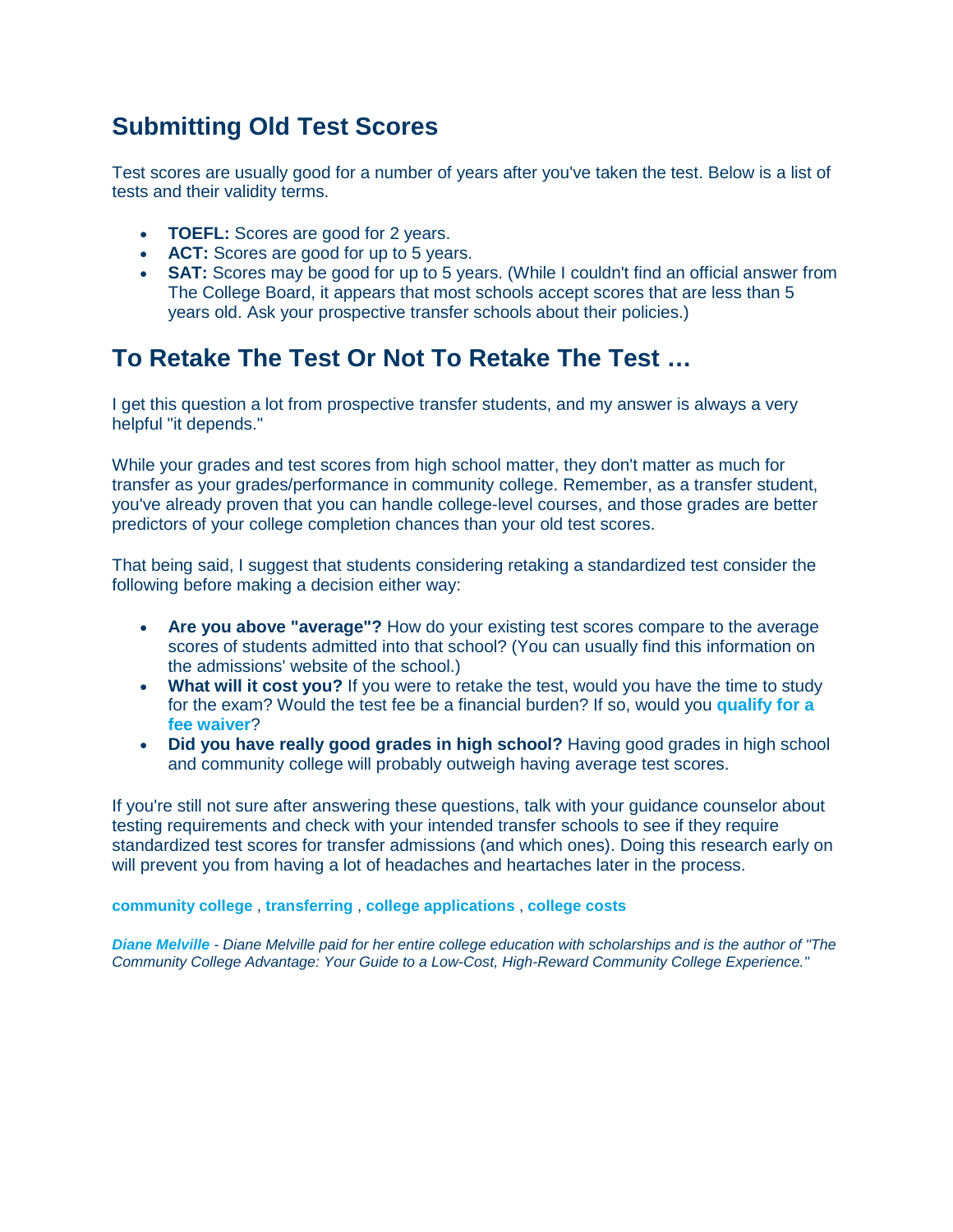## Submitting Old Test Scores

Test scores are usually good for a number of years after you've taken the test. Below is a list of tests and their validity terms.

- **TOEFL:** Scores are good for 2 years.
- **ACT:** Scores are good for up to 5 years.
- **SAT:** Scores may be good for up to 5 years. (While I couldn't find an official answer from The College Board, it appears that most schools accept scores that are less than 5 years old. Ask your prospective transfer schools about their policies.)

## To Retake The Test Or Not To Retake The Test …

I get this question a lot from prospective transfer students, and my answer is always a very helpful "it depends."

While your grades and test scores from high school matter, they don't matter as much for transfer as your grades/performance in community college. Remember, as a transfer student, you've already proven that you can handle college-level courses, and those grades are better predictors of your college completion chances than your old test scores.

That being said, I suggest that students considering retaking a standardized test consider the following before making a decision either way:

- **Are you above "average"?** How do your existing test scores compare to the average scores of students admitted into that school? (You can usually find this information on the admissions' website of the school.)
- **What will it cost you?** If you were to retake the test, would you have the time to study for the exam? Would the test fee be a financial burden? If so, would you **qualify for a fee waiver**?
- **Did you have really good grades in high school?** Having good grades in high school and community college will probably outweigh having average test scores.

If you're still not sure after answering these questions, talk with your guidance counselor about testing requirements and check with your intended transfer schools to see if they require standardized test scores for transfer admissions (and which ones). Doing this research early on will prevent you from having a lot of headaches and heartaches later in the process.

**community college** , **transferring** , **college applications** , **college costs**

***Diane Melville*** *- Diane Melville paid for her entire college education with scholarships and is the author of "The Community College Advantage: Your Guide to a Low-Cost, High-Reward Community College Experience."*